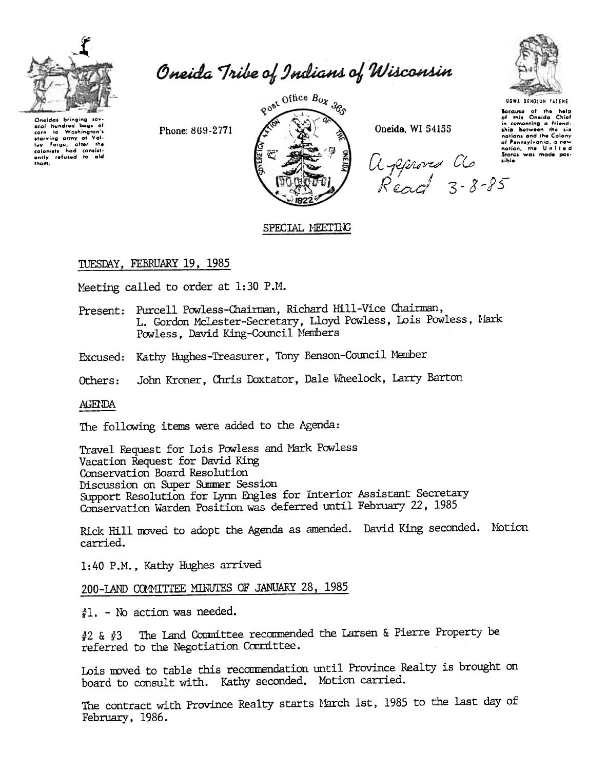# Oneida Tribe of Indians of Wisconsin

Oneidas bringing several hundred bags of corn to Washington's starving army at Valley Forge, after the colonists had consistently refused to aid them.

Phone: 869-2771

Post Office Box 365

Oneida, WI 54155

UGWA DEHOLUN YATEHE

Because of the help of this Oneida Chief in cementing a friendship between the six nations and the Colony of Pennsylvania, a new nation, the United States was made possible.

Approved As Read 3-8-85

SPECIAL MEETING

TUESDAY, FEBRUARY 19, 1985

Meeting called to order at 1:30 P.M.

Present: Purcell Powless-Chairman, Richard Hill-Vice Chairman, L. Gordon McLester-Secretary, Lloyd Powless, Lois Powless, Mark Powless, David King-Council Members

Excused: Kathy Hughes-Treasurer, Tony Benson-Council Member

Others: John Kroner, Chris Doxtator, Dale Wheelock, Larry Barton

AGENDA

The following items were added to the Agenda:

Travel Request for Lois Powless and Mark Powless
Vacation Request for David King
Conservation Board Resolution
Discussion on Super Summer Session
Support Resolution for Lynn Engles for Interior Assistant Secretary
Conservation Warden Position was deferred until February 22, 1985

Rick Hill moved to adopt the Agenda as amended. David King seconded. Motion carried.

1:40 P.M., Kathy Hughes arrived

200-LAND COMMITTEE MINUTES OF JANUARY 28, 1985

#1. - No action was needed.

#2 & #3 The Land Committee recommended the Larsen & Pierre Property be referred to the Negotiation Committee.

Lois moved to table this recommendation until Province Realty is brought on board to consult with. Kathy seconded. Motion carried.

The contract with Province Realty starts March 1st, 1985 to the last day of February, 1986.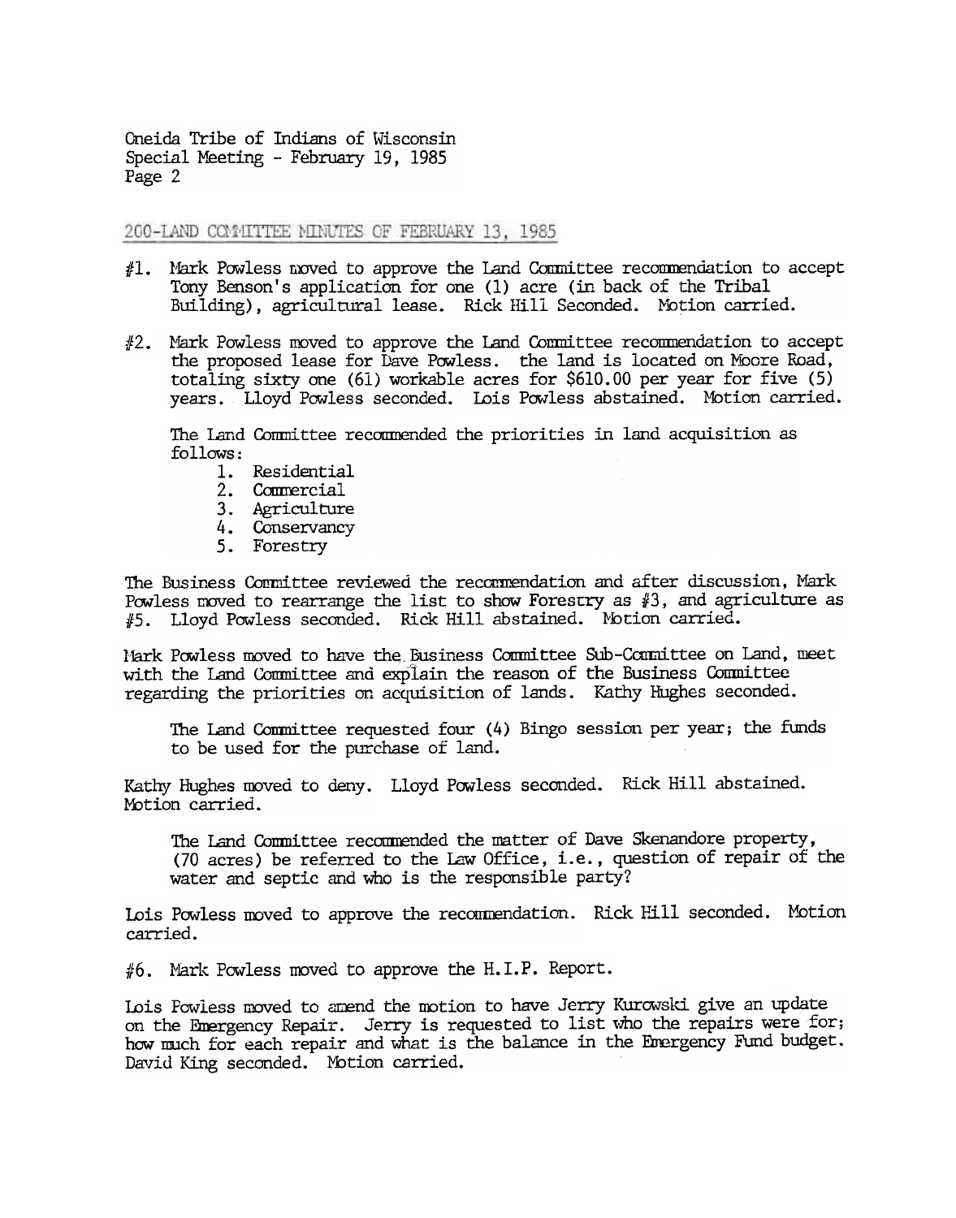Oneida Tribe of Indians of Wisconsin
Special Meeting - February 19, 1985

## 200-LAND COMMITTEE MINUTES OF FEBRUARY 13, 1985

#1. Mark Powless moved to approve the Land Committee recommendation to accept Tony Benson's application for one (1) acre (in back of the Tribal Building), agricultural lease. Rick Hill Seconded. Motion carried.

#2. Mark Powless moved to approve the Land Committee recommendation to accept the proposed lease for Dave Powless. the land is located on Moore Road, totaling sixty one (61) workable acres for $610.00 per year for five (5) years. Lloyd Powless seconded. Lois Powless abstained. Motion carried.

The Land Committee recommended the priorities in land acquisition as follows:

1. Residential
2. Commercial
3. Agriculture
4. Conservancy
5. Forestry

The Business Committee reviewed the recommendation and after discussion, Mark Powless moved to rearrange the list to show Forestry as #3, and agriculture as #5. Lloyd Powless seconded. Rick Hill abstained. Motion carried.

Mark Powless moved to have the Business Committee Sub-Committee on Land, meet with the Land Committee and explain the reason of the Business Committee regarding the priorities on acquisition of lands. Kathy Hughes seconded.

The Land Committee requested four (4) Bingo session per year; the funds to be used for the purchase of land.

Kathy Hughes moved to deny. Lloyd Powless seconded. Rick Hill abstained. Motion carried.

The Land Committee recommended the matter of Dave Skenandore property, (70 acres) be referred to the Law Office, i.e., question of repair of the water and septic and who is the responsible party?

Lois Powless moved to approve the recommendation. Rick Hill seconded. Motion carried.

#6. Mark Powless moved to approve the H.I.P. Report.

Lois Powless moved to amend the motion to have Jerry Kurowski give an update on the Emergency Repair. Jerry is requested to list who the repairs were for; how much for each repair and what is the balance in the Emergency Fund budget. David King seconded. Motion carried.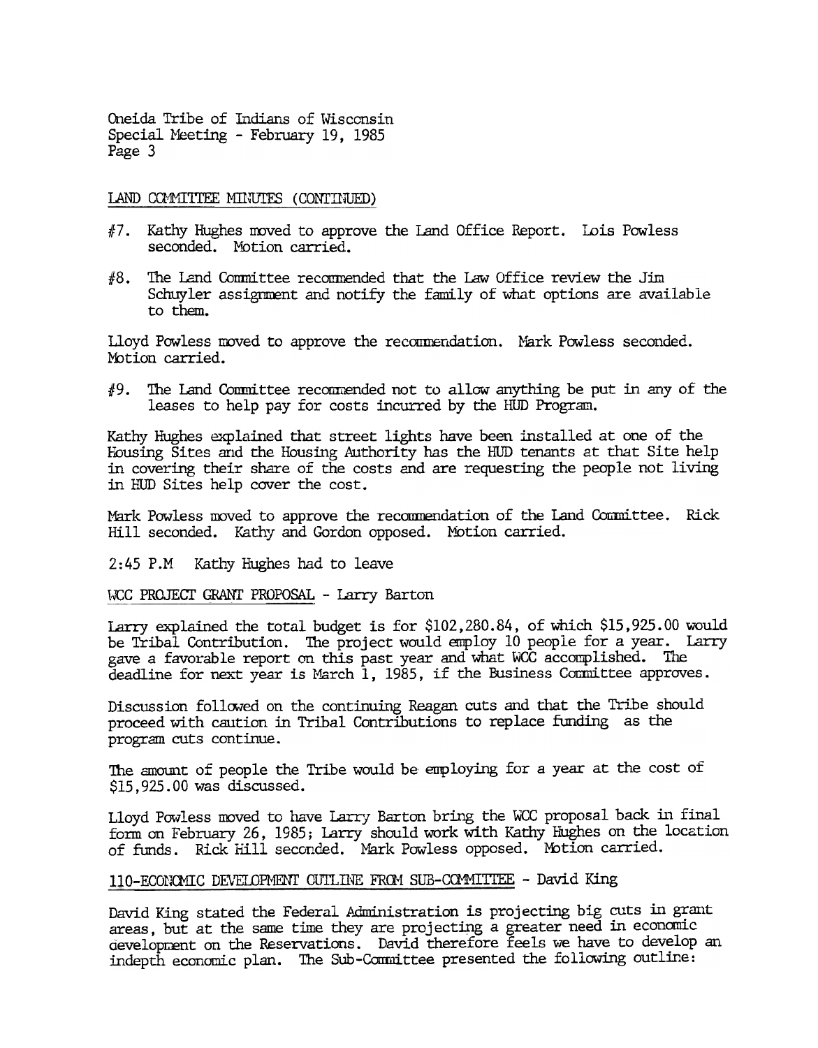LAND COMMITTEE MINUTES (CONTINUED)

#7. Kathy Hughes moved to approve the Land Office Report. Lois Powless seconded. Motion carried.

#8. The Land Committee recommended that the Law Office review the Jim Schuyler assignment and notify the family of what options are available to them.

Lloyd Powless moved to approve the recommendation. Mark Powless seconded. Motion carried.

#9. The Land Committee recommended not to allow anything be put in any of the leases to help pay for costs incurred by the HUD Program.

Kathy Hughes explained that street lights have been installed at one of the Housing Sites and the Housing Authority has the HUD tenants at that Site help in covering their share of the costs and are requesting the people not living in HUD Sites help cover the cost.

Mark Powless moved to approve the recommendation of the Land Committee. Rick Hill seconded. Kathy and Gordon opposed. Motion carried.

2:45 P.M Kathy Hughes had to leave

WCC PROJECT GRANT PROPOSAL - Larry Barton

Larry explained the total budget is for $102,280.84, of which $15,925.00 would be Tribal Contribution. The project would employ 10 people for a year. Larry gave a favorable report on this past year and what WCC accomplished. The deadline for next year is March 1, 1985, if the Business Committee approves.

Discussion followed on the continuing Reagan cuts and that the Tribe should proceed with caution in Tribal Contributions to replace funding as the program cuts continue.

The amount of people the Tribe would be employing for a year at the cost of $15,925.00 was discussed.

Lloyd Powless moved to have Larry Barton bring the WCC proposal back in final form on February 26, 1985; Larry should work with Kathy Hughes on the location of funds. Rick Hill seconded. Mark Powless opposed. Motion carried.

110-ECONOMIC DEVELOPMENT OUTLINE FROM SUB-COMMITTEE - David King

David King stated the Federal Administration is projecting big cuts in grant areas, but at the same time they are projecting a greater need in economic development on the Reservations. David therefore feels we have to develop an indepth economic plan. The Sub-Committee presented the following outline: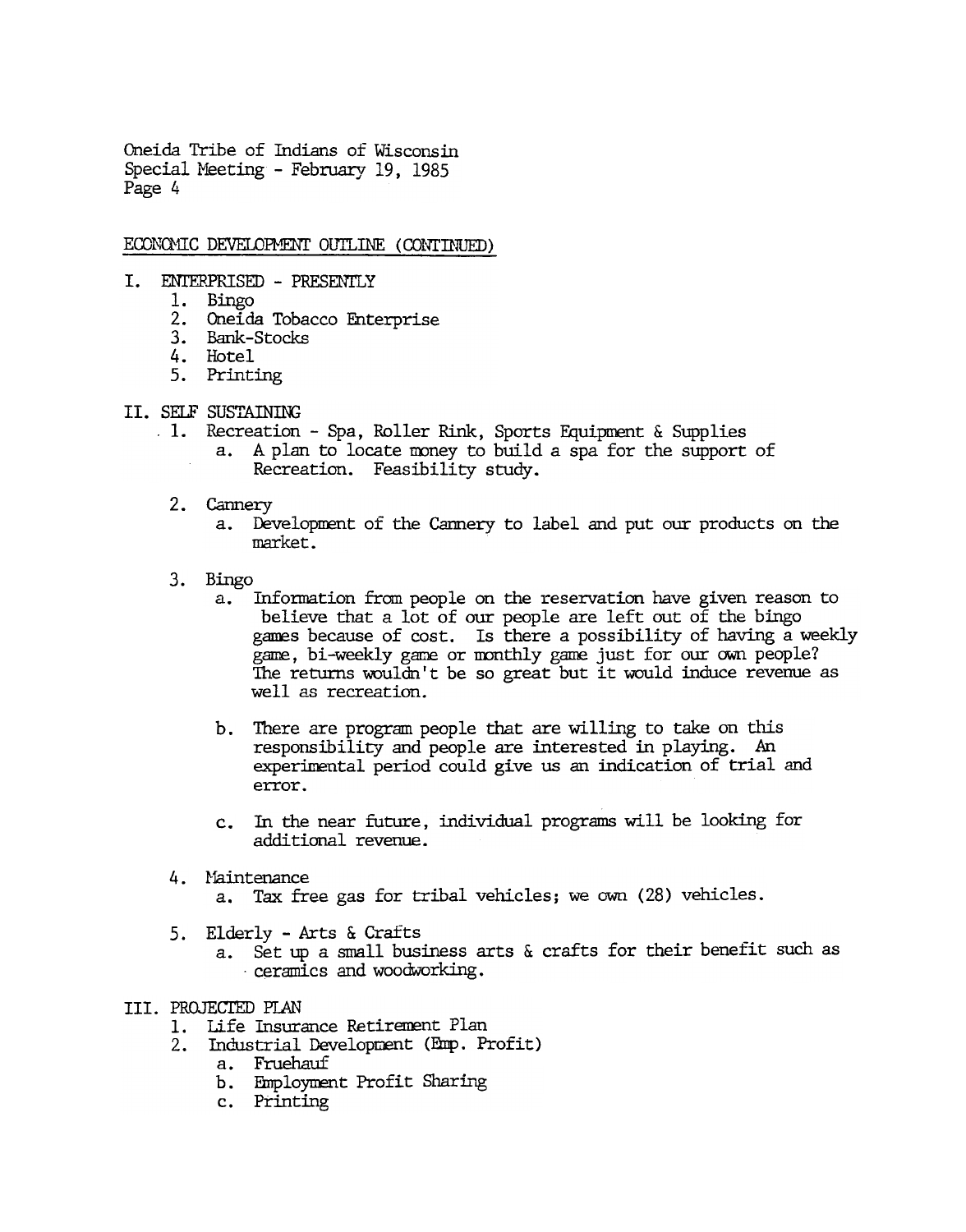ECONOMIC DEVELOPMENT OUTLINE (CONTINUED)

I. ENTERPRISED - PRESENTLY
   1. Bingo
   2. Oneida Tobacco Enterprise
   3. Bank-Stocks
   4. Hotel
   5. Printing

II. SELF SUSTAINING
   1. Recreation - Spa, Roller Rink, Sports Equipment & Supplies
      a. A plan to locate money to build a spa for the support of Recreation. Feasibility study.

   2. Cannery
      a. Development of the Cannery to label and put our products on the market.

   3. Bingo
      a. Information from people on the reservation have given reason to believe that a lot of our people are left out of the bingo games because of cost. Is there a possibility of having a weekly game, bi-weekly game or monthly game just for our own people? The returns wouldn't be so great but it would induce revenue as well as recreation.

      b. There are program people that are willing to take on this responsibility and people are interested in playing. An experimental period could give us an indication of trial and error.

      c. In the near future, individual programs will be looking for additional revenue.

   4. Maintenance
      a. Tax free gas for tribal vehicles; we own (28) vehicles.

   5. Elderly - Arts & Crafts
      a. Set up a small business arts & crafts for their benefit such as ceramics and woodworking.

III. PROJECTED PLAN
   1. Life Insurance Retirement Plan
   2. Industrial Development (Emp. Profit)
      a. Fruehauf
      b. Employment Profit Sharing
      c. Printing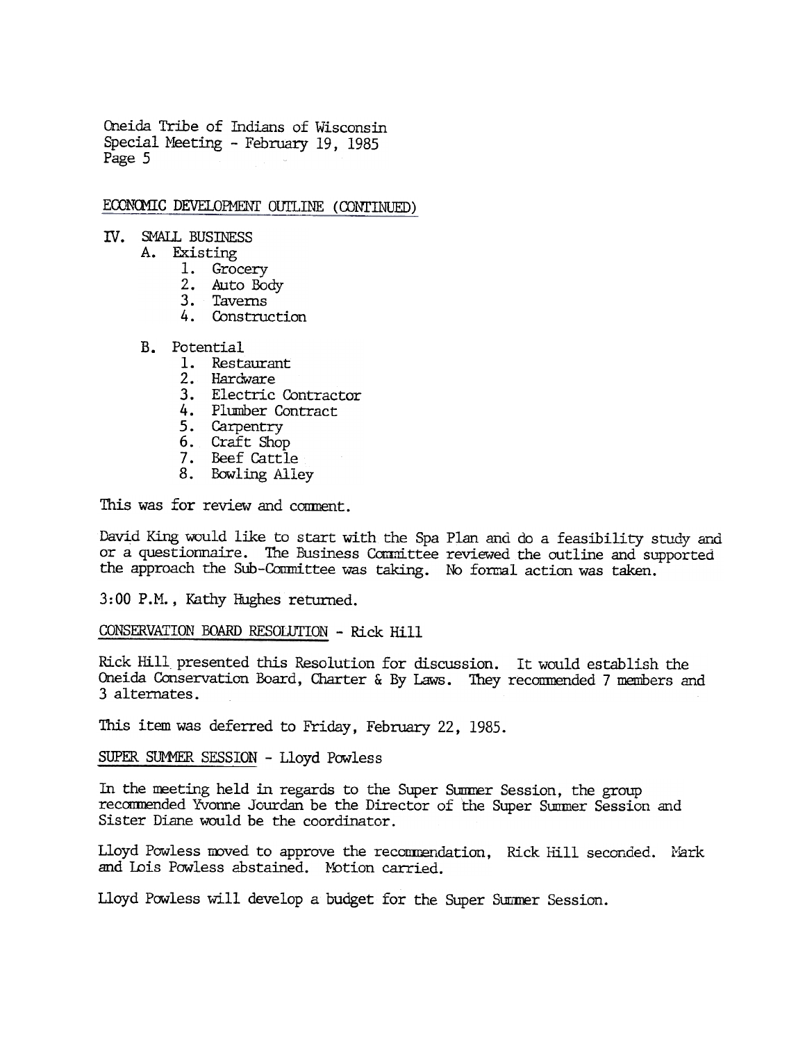Oneida Tribe of Indians of Wisconsin
Special Meeting - February 19, 1985
Page 5

ECONOMIC DEVELOPMENT OUTLINE (CONTINUED)

IV. SMALL BUSINESS
   A. Existing
      1. Grocery
      2. Auto Body
      3. Taverns
      4. Construction

   B. Potential
      1. Restaurant
      2. Hardware
      3. Electric Contractor
      4. Plumber Contract
      5. Carpentry
      6. Craft Shop
      7. Beef Cattle
      8. Bowling Alley

This was for review and comment.

David King would like to start with the Spa Plan and do a feasibility study and or a questionnaire. The Business Committee reviewed the outline and supported the approach the Sub-Committee was taking. No formal action was taken.

3:00 P.M., Kathy Hughes returned.

CONSERVATION BOARD RESOLUTION - Rick Hill

Rick Hill presented this Resolution for discussion. It would establish the Oneida Conservation Board, Charter & By Laws. They recommended 7 members and 3 alternates.

This item was deferred to Friday, February 22, 1985.

SUPER SUMMER SESSION - Lloyd Powless

In the meeting held in regards to the Super Summer Session, the group recommended Yvonne Jourdan be the Director of the Super Summer Session and Sister Diane would be the coordinator.

Lloyd Powless moved to approve the recommendation, Rick Hill seconded. Mark and Lois Powless abstained. Motion carried.

Lloyd Powless will develop a budget for the Super Summer Session.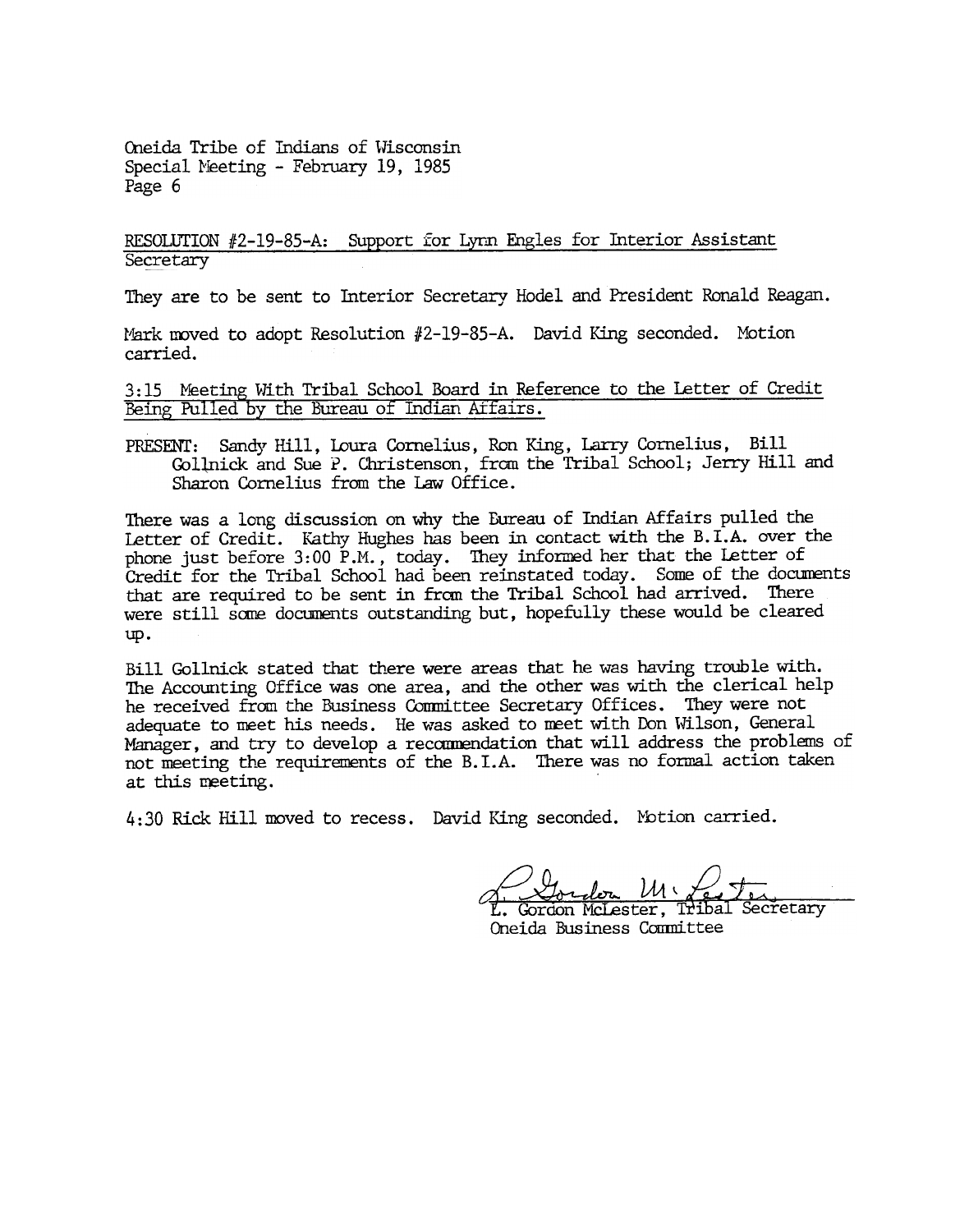RESOLUTION #2-19-85-A: Support for Lynn Engles for Interior Assistant Secretary

They are to be sent to Interior Secretary Hodel and President Ronald Reagan.

Mark moved to adopt Resolution #2-19-85-A. David King seconded. Motion carried.

3:15 Meeting With Tribal School Board in Reference to the Letter of Credit Being Pulled by the Bureau of Indian Affairs.

PRESENT: Sandy Hill, Loura Cornelius, Ron King, Larry Cornelius, Bill Gollnick and Sue P. Christenson, from the Tribal School; Jerry Hill and Sharon Cornelius from the Law Office.

There was a long discussion on why the Bureau of Indian Affairs pulled the Letter of Credit. Kathy Hughes has been in contact with the B.I.A. over the phone just before 3:00 P.M., today. They informed her that the Letter of Credit for the Tribal School had been reinstated today. Some of the documents that are required to be sent in from the Tribal School had arrived. There were still some documents outstanding but, hopefully these would be cleared up.

Bill Gollnick stated that there were areas that he was having trouble with. The Accounting Office was one area, and the other was with the clerical help he received from the Business Committee Secretary Offices. They were not adequate to meet his needs. He was asked to meet with Don Wilson, General Manager, and try to develop a recommendation that will address the problems of not meeting the requirements of the B.I.A. There was no formal action taken at this meeting.

4:30 Rick Hill moved to recess. David King seconded. Motion carried.

L. Gordon McLester, Tribal Secretary
Oneida Business Committee